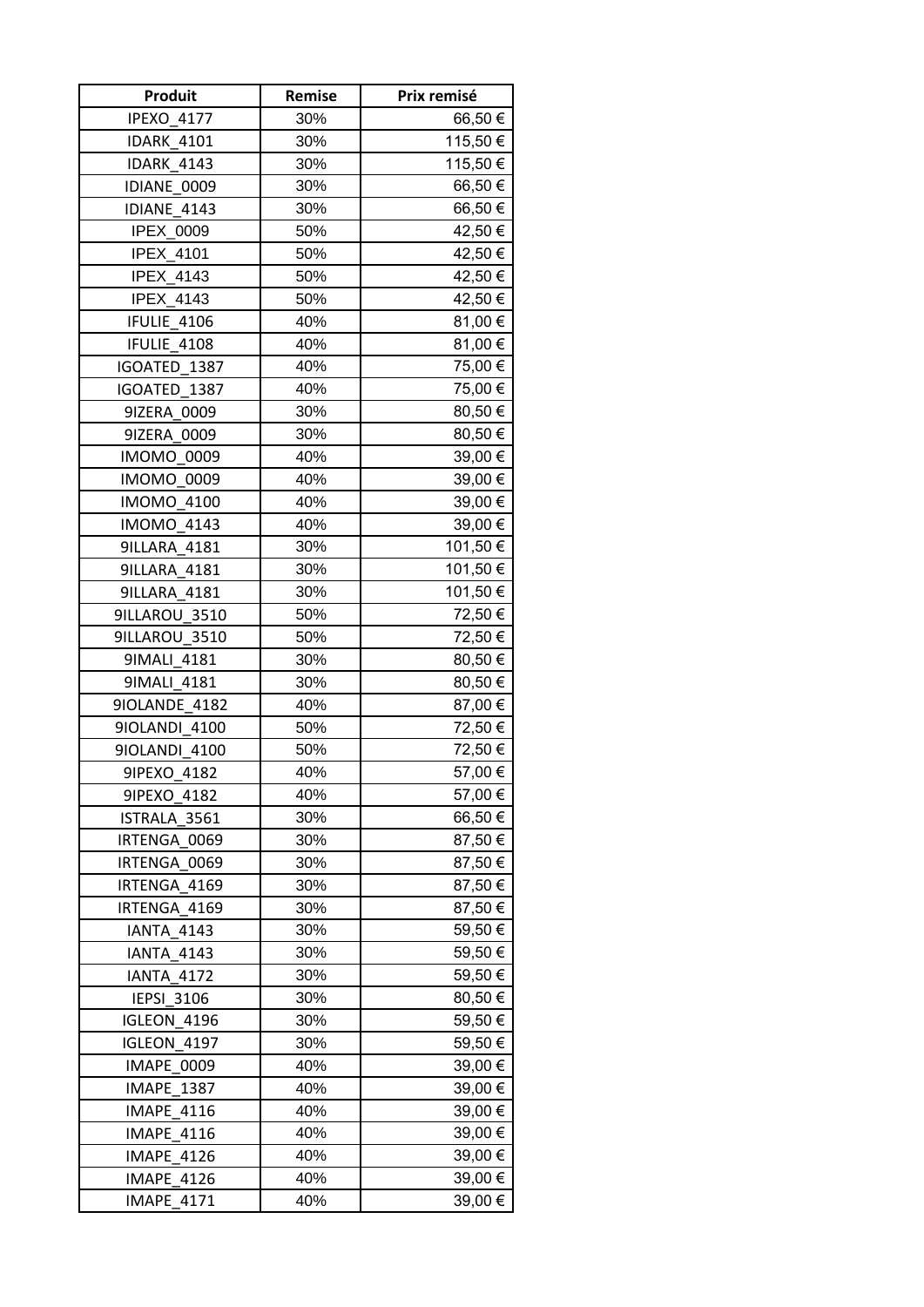| Produit | Remise | Prix remisé |
|---|---|---|
| IPEXO_4177 | 30% | 66,50 € |
| IDARK_4101 | 30% | 115,50 € |
| IDARK_4143 | 30% | 115,50 € |
| IDIANE_0009 | 30% | 66,50 € |
| IDIANE_4143 | 30% | 66,50 € |
| IPEX_0009 | 50% | 42,50 € |
| IPEX_4101 | 50% | 42,50 € |
| IPEX_4143 | 50% | 42,50 € |
| IPEX_4143 | 50% | 42,50 € |
| IFULIE_4106 | 40% | 81,00 € |
| IFULIE_4108 | 40% | 81,00 € |
| IGOATED_1387 | 40% | 75,00 € |
| IGOATED_1387 | 40% | 75,00 € |
| 9IZERA_0009 | 30% | 80,50 € |
| 9IZERA_0009 | 30% | 80,50 € |
| IMOMO_0009 | 40% | 39,00 € |
| IMOMO_0009 | 40% | 39,00 € |
| IMOMO_4100 | 40% | 39,00 € |
| IMOMO_4143 | 40% | 39,00 € |
| 9ILLARA_4181 | 30% | 101,50 € |
| 9ILLARA_4181 | 30% | 101,50 € |
| 9ILLARA_4181 | 30% | 101,50 € |
| 9ILLAROU_3510 | 50% | 72,50 € |
| 9ILLAROU_3510 | 50% | 72,50 € |
| 9IMALI_4181 | 30% | 80,50 € |
| 9IMALI_4181 | 30% | 80,50 € |
| 9IOLANDE_4182 | 40% | 87,00 € |
| 9IOLANDI_4100 | 50% | 72,50 € |
| 9IOLANDI_4100 | 50% | 72,50 € |
| 9IPEXO_4182 | 40% | 57,00 € |
| 9IPEXO_4182 | 40% | 57,00 € |
| ISTRALA_3561 | 30% | 66,50 € |
| IRTENGA_0069 | 30% | 87,50 € |
| IRTENGA_0069 | 30% | 87,50 € |
| IRTENGA_4169 | 30% | 87,50 € |
| IRTENGA_4169 | 30% | 87,50 € |
| IANTA_4143 | 30% | 59,50 € |
| IANTA_4143 | 30% | 59,50 € |
| IANTA_4172 | 30% | 59,50 € |
| IEPSI_3106 | 30% | 80,50 € |
| IGLEON_4196 | 30% | 59,50 € |
| IGLEON_4197 | 30% | 59,50 € |
| IMAPE_0009 | 40% | 39,00 € |
| IMAPE_1387 | 40% | 39,00 € |
| IMAPE_4116 | 40% | 39,00 € |
| IMAPE_4116 | 40% | 39,00 € |
| IMAPE_4126 | 40% | 39,00 € |
| IMAPE_4126 | 40% | 39,00 € |
| IMAPE_4171 | 40% | 39,00 € |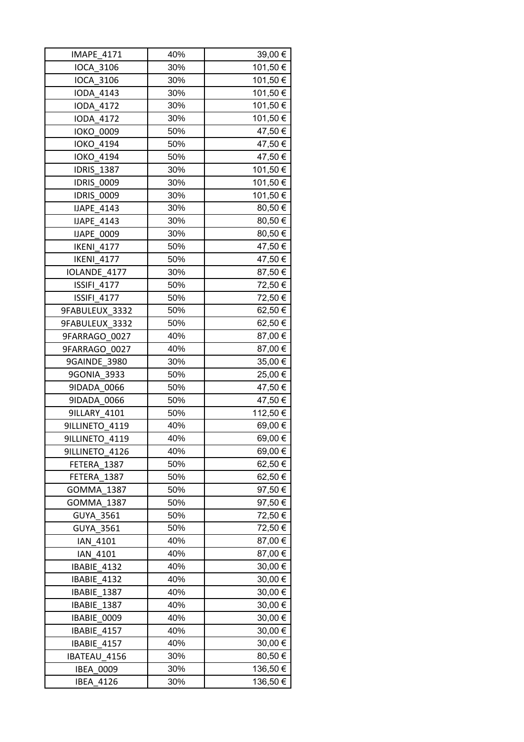| IMAPE_4171 | 40% | 39,00 € |
|---|---|---|
| IOCA_3106 | 30% | 101,50 € |
| IOCA_3106 | 30% | 101,50 € |
| IODA_4143 | 30% | 101,50 € |
| IODA_4172 | 30% | 101,50 € |
| IODA_4172 | 30% | 101,50 € |
| IOKO_0009 | 50% | 47,50 € |
| IOKO_4194 | 50% | 47,50 € |
| IOKO_4194 | 50% | 47,50 € |
| IDRIS_1387 | 30% | 101,50 € |
| IDRIS_0009 | 30% | 101,50 € |
| IDRIS_0009 | 30% | 101,50 € |
| IJAPE_4143 | 30% | 80,50 € |
| IJAPE_4143 | 30% | 80,50 € |
| IJAPE_0009 | 30% | 80,50 € |
| IKENI_4177 | 50% | 47,50 € |
| IKENI_4177 | 50% | 47,50 € |
| IOLANDE_4177 | 30% | 87,50 € |
| ISSIFI_4177 | 50% | 72,50 € |
| ISSIFI_4177 | 50% | 72,50 € |
| 9FABULEUX_3332 | 50% | 62,50 € |
| 9FABULEUX_3332 | 50% | 62,50 € |
| 9FARRAGO_0027 | 40% | 87,00 € |
| 9FARRAGO_0027 | 40% | 87,00 € |
| 9GAINDE_3980 | 30% | 35,00 € |
| 9GONIA_3933 | 50% | 25,00 € |
| 9IDADA_0066 | 50% | 47,50 € |
| 9IDADA_0066 | 50% | 47,50 € |
| 9ILLARY_4101 | 50% | 112,50 € |
| 9ILLINETO_4119 | 40% | 69,00 € |
| 9ILLINETO_4119 | 40% | 69,00 € |
| 9ILLINETO_4126 | 40% | 69,00 € |
| FETERA_1387 | 50% | 62,50 € |
| FETERA_1387 | 50% | 62,50 € |
| GOMMA_1387 | 50% | 97,50 € |
| GOMMA_1387 | 50% | 97,50 € |
| GUYA_3561 | 50% | 72,50 € |
| GUYA_3561 | 50% | 72,50 € |
| IAN_4101 | 40% | 87,00 € |
| IAN_4101 | 40% | 87,00 € |
| IBABIE_4132 | 40% | 30,00 € |
| IBABIE_4132 | 40% | 30,00 € |
| IBABIE_1387 | 40% | 30,00 € |
| IBABIE_1387 | 40% | 30,00 € |
| IBABIE_0009 | 40% | 30,00 € |
| IBABIE_4157 | 40% | 30,00 € |
| IBABIE_4157 | 40% | 30,00 € |
| IBATEAU_4156 | 30% | 80,50 € |
| IBEA_0009 | 30% | 136,50 € |
| IBEA_4126 | 30% | 136,50 € |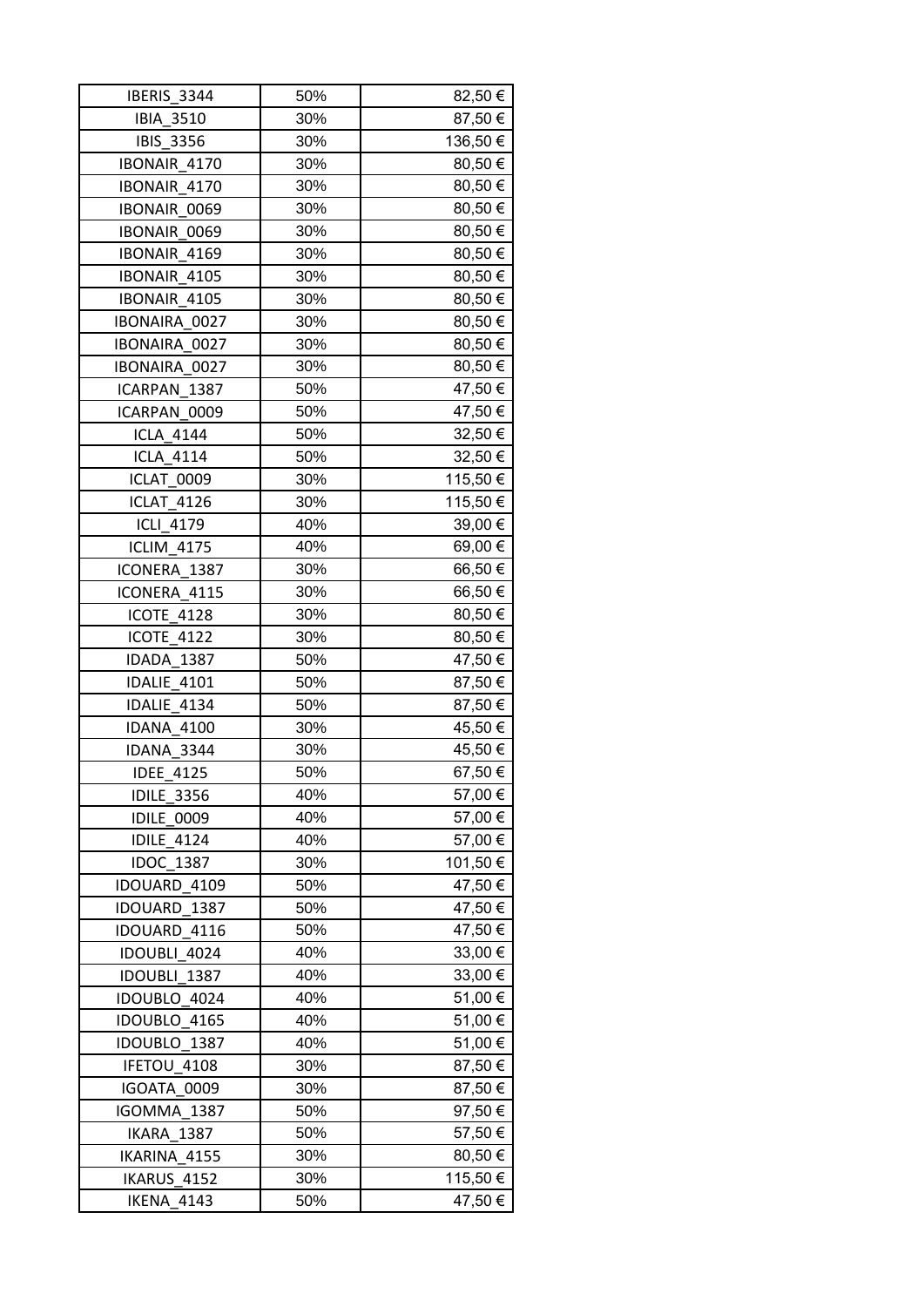| IBERIS_3344 | 50% | 82,50 € |
|---|---|---|
| IBIA_3510 | 30% | 87,50 € |
| IBIS_3356 | 30% | 136,50 € |
| IBONAIR_4170 | 30% | 80,50 € |
| IBONAIR_4170 | 30% | 80,50 € |
| IBONAIR_0069 | 30% | 80,50 € |
| IBONAIR_0069 | 30% | 80,50 € |
| IBONAIR_4169 | 30% | 80,50 € |
| IBONAIR_4105 | 30% | 80,50 € |
| IBONAIR_4105 | 30% | 80,50 € |
| IBONAIRA_0027 | 30% | 80,50 € |
| IBONAIRA_0027 | 30% | 80,50 € |
| IBONAIRA_0027 | 30% | 80,50 € |
| ICARPAN_1387 | 50% | 47,50 € |
| ICARPAN_0009 | 50% | 47,50 € |
| ICLA_4144 | 50% | 32,50 € |
| ICLA_4114 | 50% | 32,50 € |
| ICLAT_0009 | 30% | 115,50 € |
| ICLAT_4126 | 30% | 115,50 € |
| ICLI_4179 | 40% | 39,00 € |
| ICLIM_4175 | 40% | 69,00 € |
| ICONERA_1387 | 30% | 66,50 € |
| ICONERA_4115 | 30% | 66,50 € |
| ICOTE_4128 | 30% | 80,50 € |
| ICOTE_4122 | 30% | 80,50 € |
| IDADA_1387 | 50% | 47,50 € |
| IDALIE_4101 | 50% | 87,50 € |
| IDALIE_4134 | 50% | 87,50 € |
| IDANA_4100 | 30% | 45,50 € |
| IDANA_3344 | 30% | 45,50 € |
| IDEE_4125 | 50% | 67,50 € |
| IDILE_3356 | 40% | 57,00 € |
| IDILE_0009 | 40% | 57,00 € |
| IDILE_4124 | 40% | 57,00 € |
| IDOC_1387 | 30% | 101,50 € |
| IDOUARD_4109 | 50% | 47,50 € |
| IDOUARD_1387 | 50% | 47,50 € |
| IDOUARD_4116 | 50% | 47,50 € |
| IDOUBLI_4024 | 40% | 33,00 € |
| IDOUBLI_1387 | 40% | 33,00 € |
| IDOUBLO_4024 | 40% | 51,00 € |
| IDOUBLO_4165 | 40% | 51,00 € |
| IDOUBLO_1387 | 40% | 51,00 € |
| IFETOU_4108 | 30% | 87,50 € |
| IGOATA_0009 | 30% | 87,50 € |
| IGOMMA_1387 | 50% | 97,50 € |
| IKARA_1387 | 50% | 57,50 € |
| IKARINA_4155 | 30% | 80,50 € |
| IKARUS_4152 | 30% | 115,50 € |
| IKENA_4143 | 50% | 47,50 € |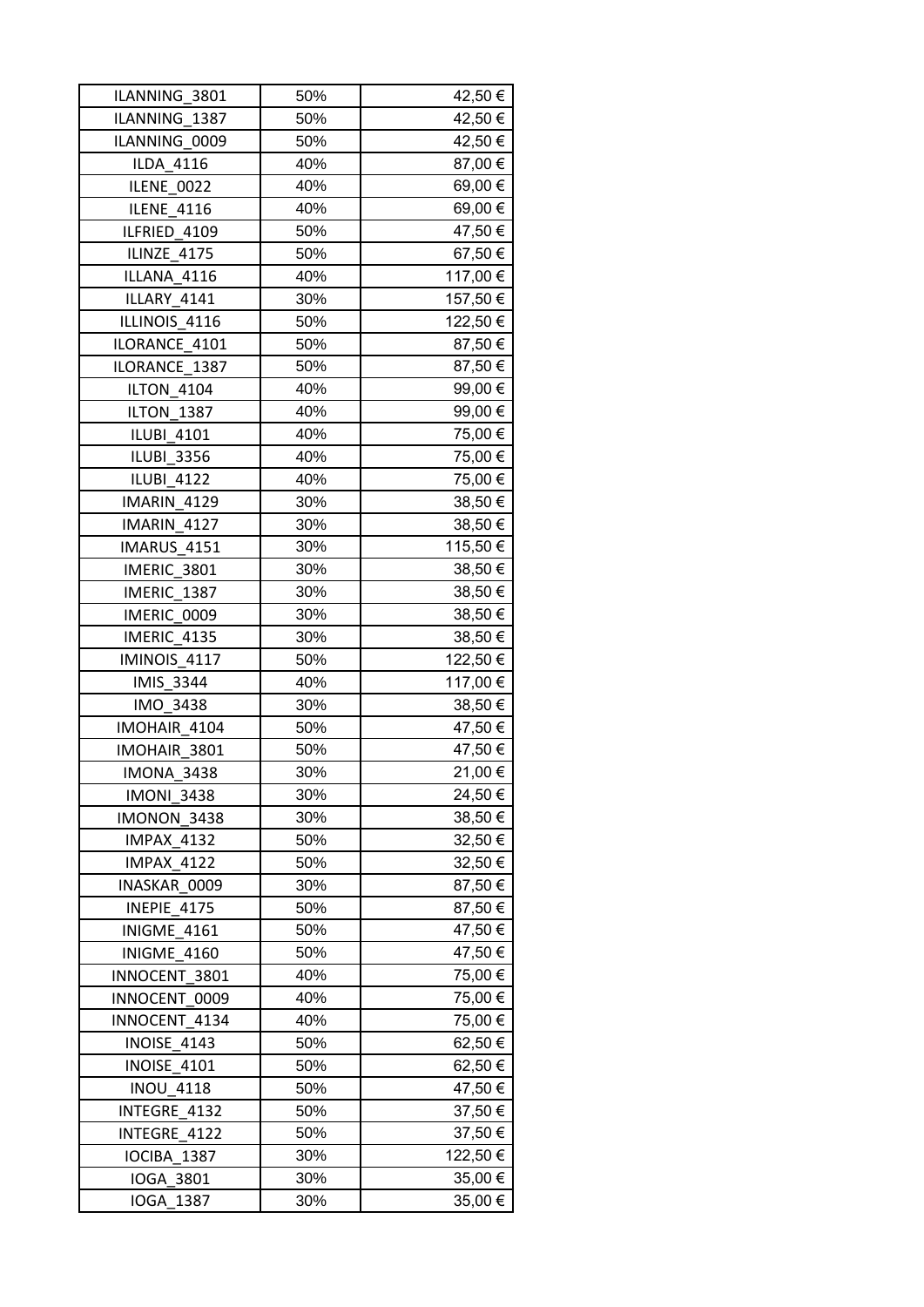| ILANNING_3801 | 50% | 42,50 € |
|---|---|---|
| ILANNING_1387 | 50% | 42,50 € |
| ILANNING_0009 | 50% | 42,50 € |
| ILDA_4116 | 40% | 87,00 € |
| ILENE_0022 | 40% | 69,00 € |
| ILENE_4116 | 40% | 69,00 € |
| ILFRIED_4109 | 50% | 47,50 € |
| ILINZE_4175 | 50% | 67,50 € |
| ILLANA_4116 | 40% | 117,00 € |
| ILLARY_4141 | 30% | 157,50 € |
| ILLINOIS_4116 | 50% | 122,50 € |
| ILORANCE_4101 | 50% | 87,50 € |
| ILORANCE_1387 | 50% | 87,50 € |
| ILTON_4104 | 40% | 99,00 € |
| ILTON_1387 | 40% | 99,00 € |
| ILUBI_4101 | 40% | 75,00 € |
| ILUBI_3356 | 40% | 75,00 € |
| ILUBI_4122 | 40% | 75,00 € |
| IMARIN_4129 | 30% | 38,50 € |
| IMARIN_4127 | 30% | 38,50 € |
| IMARUS_4151 | 30% | 115,50 € |
| IMERIC_3801 | 30% | 38,50 € |
| IMERIC_1387 | 30% | 38,50 € |
| IMERIC_0009 | 30% | 38,50 € |
| IMERIC_4135 | 30% | 38,50 € |
| IMINOIS_4117 | 50% | 122,50 € |
| IMIS_3344 | 40% | 117,00 € |
| IMO_3438 | 30% | 38,50 € |
| IMOHAIR_4104 | 50% | 47,50 € |
| IMOHAIR_3801 | 50% | 47,50 € |
| IMONA_3438 | 30% | 21,00 € |
| IMONI_3438 | 30% | 24,50 € |
| IMONON_3438 | 30% | 38,50 € |
| IMPAX_4132 | 50% | 32,50 € |
| IMPAX_4122 | 50% | 32,50 € |
| INASKAR_0009 | 30% | 87,50 € |
| INEPIE_4175 | 50% | 87,50 € |
| INIGME_4161 | 50% | 47,50 € |
| INIGME_4160 | 50% | 47,50 € |
| INNOCENT_3801 | 40% | 75,00 € |
| INNOCENT_0009 | 40% | 75,00 € |
| INNOCENT_4134 | 40% | 75,00 € |
| INOISE_4143 | 50% | 62,50 € |
| INOISE_4101 | 50% | 62,50 € |
| INOU_4118 | 50% | 47,50 € |
| INTEGRE_4132 | 50% | 37,50 € |
| INTEGRE_4122 | 50% | 37,50 € |
| IOCIBA_1387 | 30% | 122,50 € |
| IOGA_3801 | 30% | 35,00 € |
| IOGA_1387 | 30% | 35,00 € |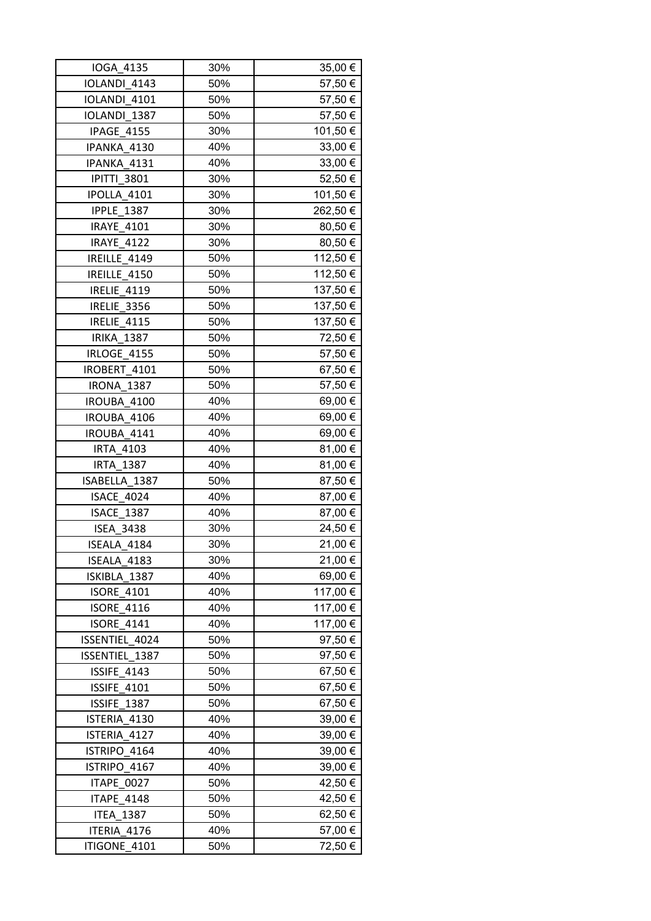| IOGA_4135 | 30% | 35,00 € |
|---|---|---|
| IOLANDI_4143 | 50% | 57,50 € |
| IOLANDI_4101 | 50% | 57,50 € |
| IOLANDI_1387 | 50% | 57,50 € |
| IPAGE_4155 | 30% | 101,50 € |
| IPANKA_4130 | 40% | 33,00 € |
| IPANKA_4131 | 40% | 33,00 € |
| IPITTI_3801 | 30% | 52,50 € |
| IPOLLA_4101 | 30% | 101,50 € |
| IPPLE_1387 | 30% | 262,50 € |
| IRAYE_4101 | 30% | 80,50 € |
| IRAYE_4122 | 30% | 80,50 € |
| IREILLE_4149 | 50% | 112,50 € |
| IREILLE_4150 | 50% | 112,50 € |
| IRELIE_4119 | 50% | 137,50 € |
| IRELIE_3356 | 50% | 137,50 € |
| IRELIE_4115 | 50% | 137,50 € |
| IRIKA_1387 | 50% | 72,50 € |
| IRLOGE_4155 | 50% | 57,50 € |
| IROBERT_4101 | 50% | 67,50 € |
| IRONA_1387 | 50% | 57,50 € |
| IROUBA_4100 | 40% | 69,00 € |
| IROUBA_4106 | 40% | 69,00 € |
| IROUBA_4141 | 40% | 69,00 € |
| IRTA_4103 | 40% | 81,00 € |
| IRTA_1387 | 40% | 81,00 € |
| ISABELLA_1387 | 50% | 87,50 € |
| ISACE_4024 | 40% | 87,00 € |
| ISACE_1387 | 40% | 87,00 € |
| ISEA_3438 | 30% | 24,50 € |
| ISEALA_4184 | 30% | 21,00 € |
| ISEALA_4183 | 30% | 21,00 € |
| ISKIBLA_1387 | 40% | 69,00 € |
| ISORE_4101 | 40% | 117,00 € |
| ISORE_4116 | 40% | 117,00 € |
| ISORE_4141 | 40% | 117,00 € |
| ISSENTIEL_4024 | 50% | 97,50 € |
| ISSENTIEL_1387 | 50% | 97,50 € |
| ISSIFE_4143 | 50% | 67,50 € |
| ISSIFE_4101 | 50% | 67,50 € |
| ISSIFE_1387 | 50% | 67,50 € |
| ISTERIA_4130 | 40% | 39,00 € |
| ISTERIA_4127 | 40% | 39,00 € |
| ISTRIPO_4164 | 40% | 39,00 € |
| ISTRIPO_4167 | 40% | 39,00 € |
| ITAPE_0027 | 50% | 42,50 € |
| ITAPE_4148 | 50% | 42,50 € |
| ITEA_1387 | 50% | 62,50 € |
| ITERIA_4176 | 40% | 57,00 € |
| ITIGONE_4101 | 50% | 72,50 € |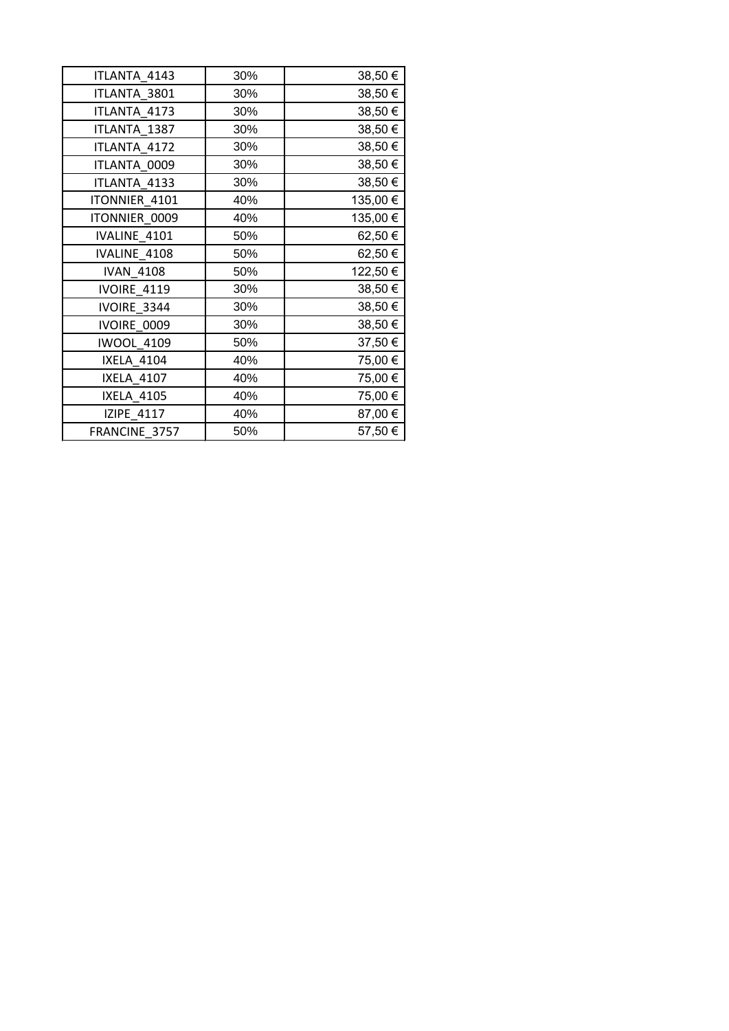| | | |
|---|---|---|
| ITLANTA_4143 | 30% | 38,50 € |
| ITLANTA_3801 | 30% | 38,50 € |
| ITLANTA_4173 | 30% | 38,50 € |
| ITLANTA_1387 | 30% | 38,50 € |
| ITLANTA_4172 | 30% | 38,50 € |
| ITLANTA_0009 | 30% | 38,50 € |
| ITLANTA_4133 | 30% | 38,50 € |
| ITONNIER_4101 | 40% | 135,00 € |
| ITONNIER_0009 | 40% | 135,00 € |
| IVALINE_4101 | 50% | 62,50 € |
| IVALINE_4108 | 50% | 62,50 € |
| IVAN_4108 | 50% | 122,50 € |
| IVOIRE_4119 | 30% | 38,50 € |
| IVOIRE_3344 | 30% | 38,50 € |
| IVOIRE_0009 | 30% | 38,50 € |
| IWOOL_4109 | 50% | 37,50 € |
| IXELA_4104 | 40% | 75,00 € |
| IXELA_4107 | 40% | 75,00 € |
| IXELA_4105 | 40% | 75,00 € |
| IZIPE_4117 | 40% | 87,00 € |
| FRANCINE_3757 | 50% | 57,50 € |